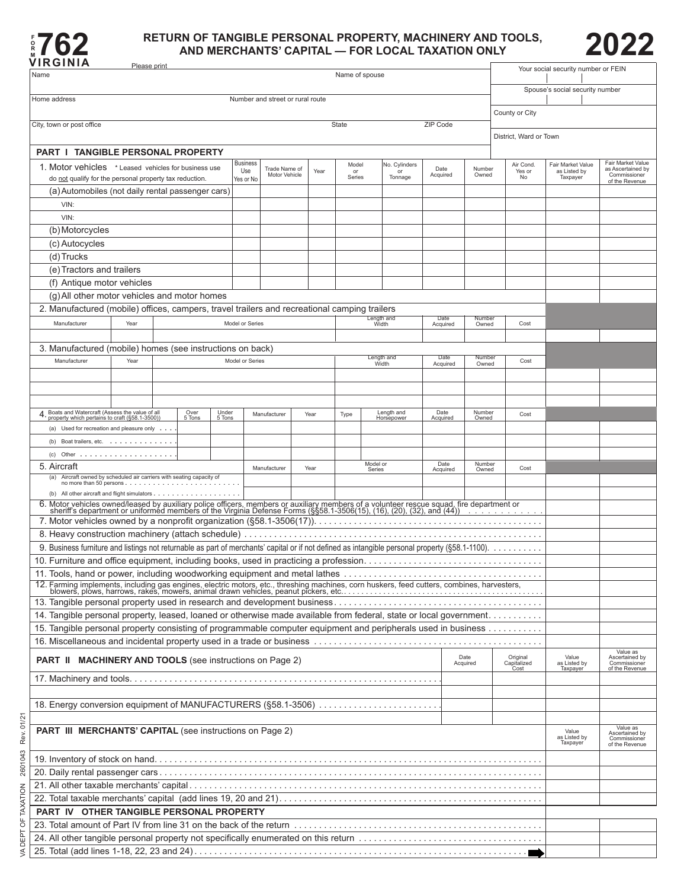# FORM 762 VIRGINIA

## RETURN OF TANGIBLE PERSONAL PROPERTY, MACHINERY AND TOOLS, AND MERCHANTS' CAPITAL — FOR LOCAL TAXATION ONLY

## 2022

Please print

| | | | |
|---|---|---|---|
| Name | | Name of spouse | Your social security number or FEIN |
| | | | Spouse's social security number |
| Home address | Number and street or rural route | | County or City |
| City, town or post office | State | ZIP Code | District, Ward or Town |

### PART I TANGIBLE PERSONAL PROPERTY

| 1. Motor vehicles * Leased vehicles for business use do not qualify for the personal property tax reduction. | Business Use Yes or No | Trade Name of Motor Vehicle | Year | Model or Series | No. Cylinders or Tonnage | Date Acquired | Number Owned | Air Cond. Yes or No | Fair Market Value as Listed by Taxpayer | Fair Market Value as Ascertained by Commissioner of the Revenue |
|---|---|---|---|---|---|---|---|---|---|---|
| (a) Automobiles (not daily rental passenger cars) | | | | | | | | | | |
| VIN: | | | | | | | | | | |
| VIN: | | | | | | | | | | |
| (b) Motorcycles | | | | | | | | | | |
| (c) Autocycles | | | | | | | | | | |
| (d) Trucks | | | | | | | | | | |
| (e) Tractors and trailers | | | | | | | | | | |
| (f) Antique motor vehicles | | | | | | | | | | |
| (g) All other motor vehicles and motor homes | | | | | | | | | | |

2. Manufactured (mobile) offices, campers, travel trailers and recreational camping trailers

| Manufacturer | Year | Model or Series | Length and Width | Date Acquired | Number Owned | Cost | | |
|---|---|---|---|---|---|---|---|---|
| | | | | | | | | |

3. Manufactured (mobile) homes (see instructions on back)

| Manufacturer | Year | Model or Series | Length and Width | Date Acquired | Number Owned | Cost | | |
|---|---|---|---|---|---|---|---|---|
| | | | | | | | | |
| | | | | | | | | |
| | | | | | | | | |

| 4. Boats and Watercraft (Assess the value of all property which pertains to craft (§58.1-3500)) | Over 5 Tons | Under 5 Tons | Manufacturer | Year | Type | Length and Horsepower | Date Acquired | Number Owned | Cost | | |
|---|---|---|---|---|---|---|---|---|---|---|---|
| (a) Used for recreation and pleasure only | | | | | | | | | | | |
| (b) Boat trailers, etc. | | | | | | | | | | | |
| (c) Other | | | | | | | | | | | |

| 5. Aircraft | Manufacturer | Year | Model or Series | Date Acquired | Number Owned | Cost | | |
|---|---|---|---|---|---|---|---|---|
| (a) Aircraft owned by scheduled air carriers with seating capacity of no more than 50 persons | | | | | | | | |
| (b) All other aircraft and flight simulators | | | | | | | | |

| | | |
|---|---|---|
| 6. Motor vehicles owned/leased by auxiliary police officers, members or auxiliary members of a volunteer rescue squad, fire department or sheriff's department or uniformed members of the Virginia Defense Forms (§§58.1-3506(15), (16), (20), (32), and (44)) | | |
| 7. Motor vehicles owned by a nonprofit organization (§58.1-3506(17)) | | |
| 8. Heavy construction machinery (attach schedule) | | |
| 9. Business furniture and listings not returnable as part of merchants' capital or if not defined as intangible personal property (§58.1-1100) | | |
| 10. Furniture and office equipment, including books, used in practicing a profession | | |
| 11. Tools, hand or power, including woodworking equipment and metal lathes | | |
| 12. Farming implements, including gas engines, electric motors, etc., threshing machines, corn huskers, feed cutters, combines, harvesters, blowers, plows, harrows, rakes, mowers, animal drawn vehicles, peanut pickers, etc. | | |
| 13. Tangible personal property used in research and development business | | |
| 14. Tangible personal property, leased, loaned or otherwise made available from federal, state or local government | | |
| 15. Tangible personal property consisting of programmable computer equipment and peripherals used in business | | |
| 16. Miscellaneous and incidental property used in a trade or business | | |

| PART II MACHINERY AND TOOLS (see instructions on Page 2) | Date Acquired | Original Capitalized Cost | Value as Listed by Taxpayer | Value as Ascertained by Commissioner of the Revenue |
|---|---|---|---|---|
| 17. Machinery and tools | | | | |
| | | | | |
| 18. Energy conversion equipment of MANUFACTURERS (§58.1-3506) | | | | |
| | | | | |

| PART III MERCHANTS' CAPITAL (see instructions on Page 2) | Value as Listed by Taxpayer | Value as Ascertained by Commissioner of the Revenue |
|---|---|---|
| 19. Inventory of stock on hand | | |
| 20. Daily rental passenger cars | | |
| 21. All other taxable merchants' capital | | |
| 22. Total taxable merchants' capital (add lines 19, 20 and 21) | | |
| **PART IV OTHER TANGIBLE PERSONAL PROPERTY** | | |
| 23. Total amount of Part IV from line 31 on the back of the return | | |
| 24. All other tangible personal property not specifically enumerated on this return | | |
| 25. Total (add lines 1-18, 22, 23 and 24) ➡ | | |

VA DEPT OF TAXATION 2601043 Rev. 01/21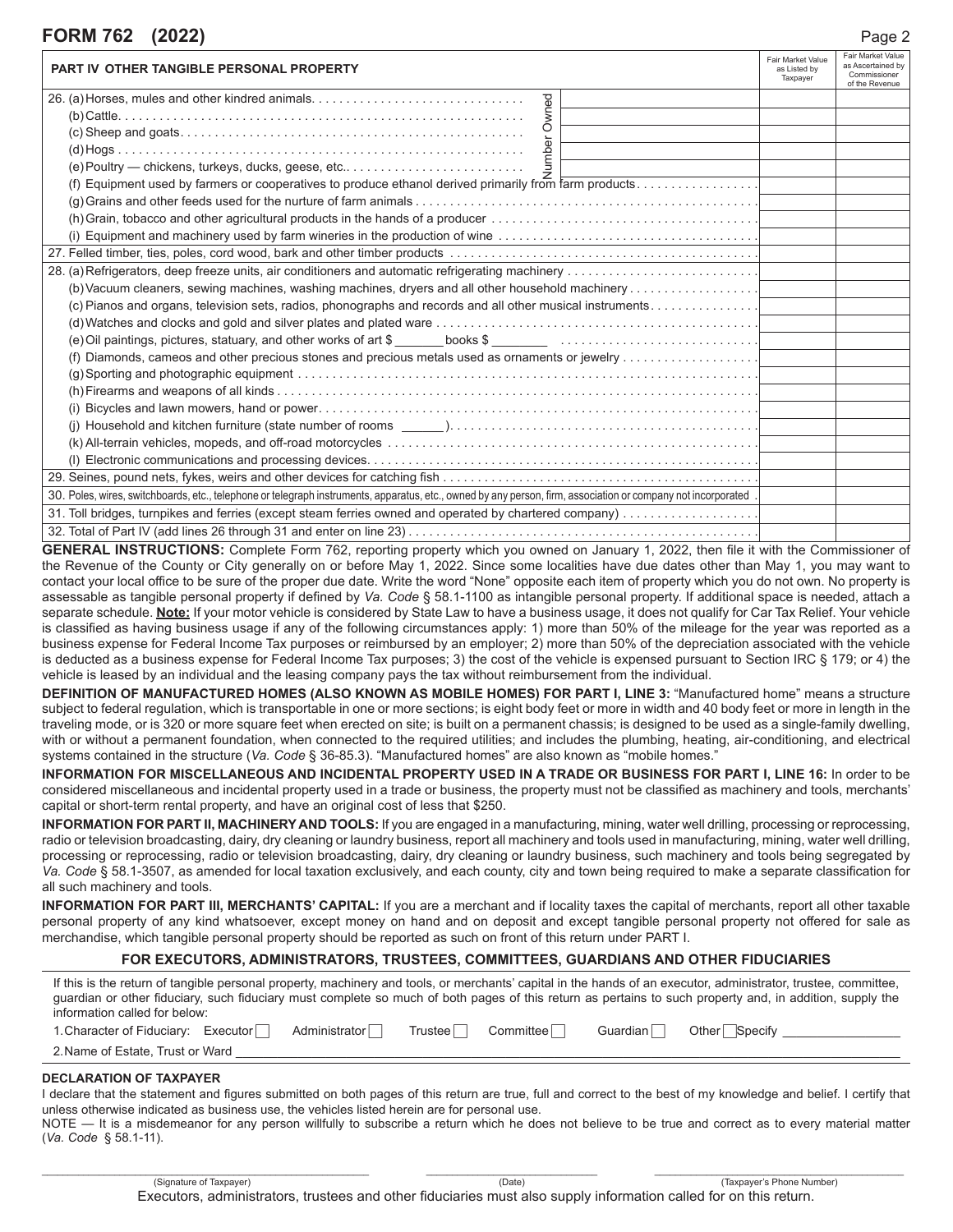## PART IV OTHER TANGIBLE PERSONAL PROPERTY

| PART IV OTHER TANGIBLE PERSONAL PROPERTY | Number Owned | Fair Market Value as Listed by Taxpayer | Fair Market Value as Ascertained by Commissioner of the Revenue |
|---|---|---|---|
| 26. (a) Horses, mules and other kindred animals | | | |
| (b) Cattle | | | |
| (c) Sheep and goats | | | |
| (d) Hogs | | | |
| (e) Poultry — chickens, turkeys, ducks, geese, etc. | | | |
| (f) Equipment used by farmers or cooperatives to produce ethanol derived primarily from farm products | | | |
| (g) Grains and other feeds used for the nurture of farm animals | | | |
| (h) Grain, tobacco and other agricultural products in the hands of a producer | | | |
| (i) Equipment and machinery used by farm wineries in the production of wine | | | |
| 27. Felled timber, ties, poles, cord wood, bark and other timber products | | | |
| 28. (a) Refrigerators, deep freeze units, air conditioners and automatic refrigerating machinery | | | |
| (b) Vacuum cleaners, sewing machines, washing machines, dryers and all other household machinery | | | |
| (c) Pianos and organs, television sets, radios, phonographs and records and all other musical instruments | | | |
| (d) Watches and clocks and gold and silver plates and plated ware | | | |
| (e) Oil paintings, pictures, statuary, and other works of art $_______ books $________ | | | |
| (f) Diamonds, cameos and other precious stones and precious metals used as ornaments or jewelry | | | |
| (g) Sporting and photographic equipment | | | |
| (h) Firearms and weapons of all kinds | | | |
| (i) Bicycles and lawn mowers, hand or power | | | |
| (j) Household and kitchen furniture (state number of rooms ______) | | | |
| (k) All-terrain vehicles, mopeds, and off-road motorcycles | | | |
| (l) Electronic communications and processing devices | | | |
| 29. Seines, pound nets, fykes, weirs and other devices for catching fish | | | |
| 30. Poles, wires, switchboards, etc., telephone or telegraph instruments, apparatus, etc., owned by any person, firm, association or company not incorporated | | | |
| 31. Toll bridges, turnpikes and ferries (except steam ferries owned and operated by chartered company) | | | |
| 32. Total of Part IV (add lines 26 through 31 and enter on line 23) | | | |

**GENERAL INSTRUCTIONS:** Complete Form 762, reporting property which you owned on January 1, 2022, then file it with the Commissioner of the Revenue of the County or City generally on or before May 1, 2022. Since some localities have due dates other than May 1, you may want to contact your local office to be sure of the proper due date. Write the word "None" opposite each item of property which you do not own. No property is assessable as tangible personal property if defined by *Va. Code* § 58.1-1100 as intangible personal property. If additional space is needed, attach a separate schedule. **Note:** If your motor vehicle is considered by State Law to have a business usage, it does not qualify for Car Tax Relief. Your vehicle is classified as having business usage if any of the following circumstances apply: 1) more than 50% of the mileage for the year was reported as a business expense for Federal Income Tax purposes or reimbursed by an employer; 2) more than 50% of the depreciation associated with the vehicle is deducted as a business expense for Federal Income Tax purposes; 3) the cost of the vehicle is expensed pursuant to Section IRC § 179; or 4) the vehicle is leased by an individual and the leasing company pays the tax without reimbursement from the individual.

**DEFINITION OF MANUFACTURED HOMES (ALSO KNOWN AS MOBILE HOMES) FOR PART I, LINE 3:** "Manufactured home" means a structure subject to federal regulation, which is transportable in one or more sections; is eight body feet or more in width and 40 body feet or more in length in the traveling mode, or is 320 or more square feet when erected on site; is built on a permanent chassis; is designed to be used as a single-family dwelling, with or without a permanent foundation, when connected to the required utilities; and includes the plumbing, heating, air-conditioning, and electrical systems contained in the structure (*Va. Code* § 36-85.3). "Manufactured homes" are also known as "mobile homes."

**INFORMATION FOR MISCELLANEOUS AND INCIDENTAL PROPERTY USED IN A TRADE OR BUSINESS FOR PART I, LINE 16:** In order to be considered miscellaneous and incidental property used in a trade or business, the property must not be classified as machinery and tools, merchants' capital or short-term rental property, and have an original cost of less that $250.

**INFORMATION FOR PART II, MACHINERY AND TOOLS:** If you are engaged in a manufacturing, mining, water well drilling, processing or reprocessing, radio or television broadcasting, dairy, dry cleaning or laundry business, report all machinery and tools used in manufacturing, mining, water well drilling, processing or reprocessing, radio or television broadcasting, dairy, dry cleaning or laundry business, such machinery and tools being segregated by *Va. Code* § 58.1-3507, as amended for local taxation exclusively, and each county, city and town being required to make a separate classification for all such machinery and tools.

**INFORMATION FOR PART III, MERCHANTS' CAPITAL:** If you are a merchant and if locality taxes the capital of merchants, report all other taxable personal property of any kind whatsoever, except money on hand and on deposit and except tangible personal property not offered for sale as merchandise, which tangible personal property should be reported as such on front of this return under PART I.

### FOR EXECUTORS, ADMINISTRATORS, TRUSTEES, COMMITTEES, GUARDIANS AND OTHER FIDUCIARIES

If this is the return of tangible personal property, machinery and tools, or merchants' capital in the hands of an executor, administrator, trustee, committee, guardian or other fiduciary, such fiduciary must complete so much of both pages of this return as pertains to such property and, in addition, supply the information called for below:

1. Character of Fiduciary: Executor ☐ Administrator ☐ Trustee ☐ Committee ☐ Guardian ☐ Other ☐ Specify ________________
2. Name of Estate, Trust or Ward ________________________________________

### DECLARATION OF TAXPAYER

I declare that the statement and figures submitted on both pages of this return are true, full and correct to the best of my knowledge and belief. I certify that unless otherwise indicated as business use, the vehicles listed herein are for personal use.

NOTE — It is a misdemeanor for any person willfully to subscribe a return which he does not believe to be true and correct as to every material matter (*Va. Code* § 58.1-11).

______________________________ (Signature of Taxpayer) ______________________ (Date) ______________________________ (Taxpayer's Phone Number)

Executors, administrators, trustees and other fiduciaries must also supply information called for on this return.